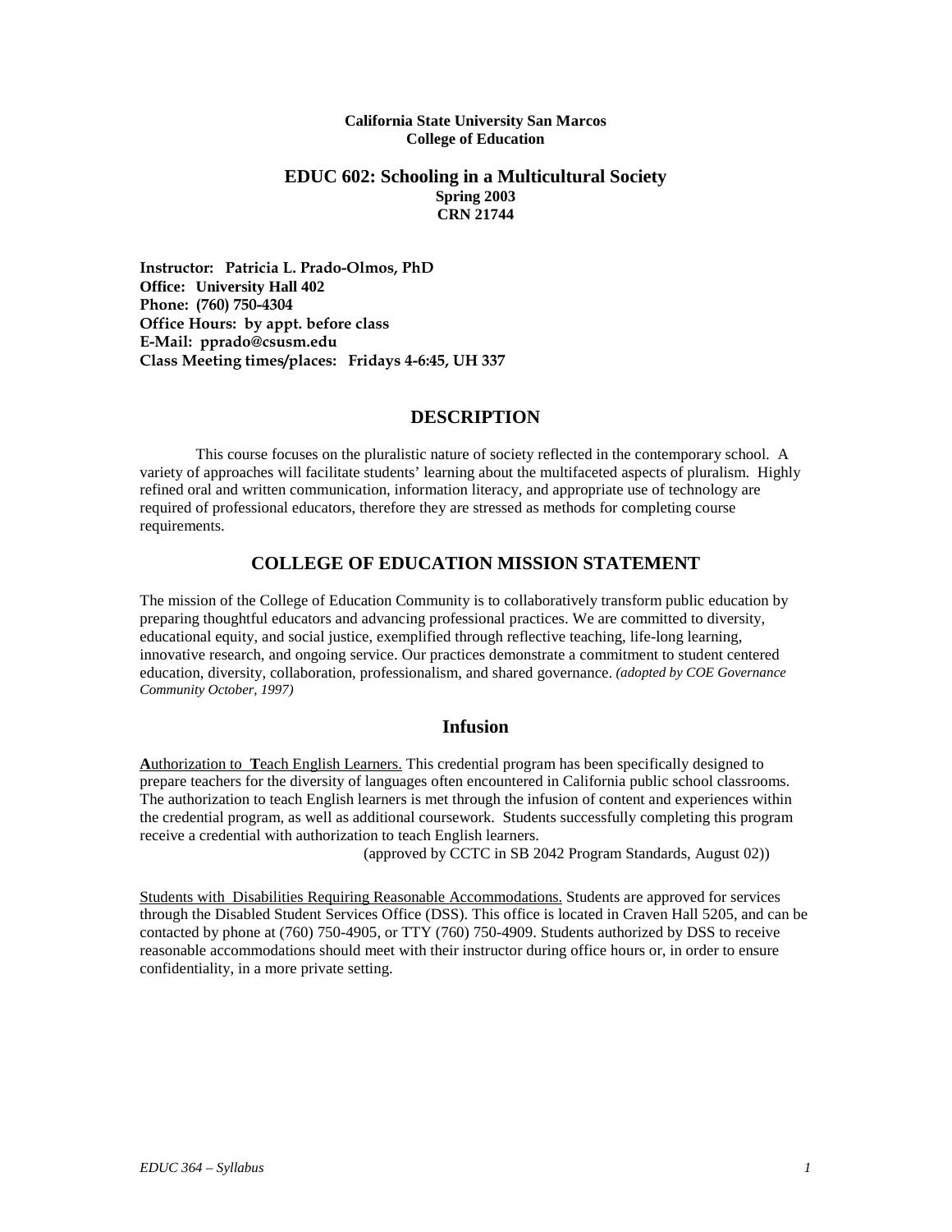**California State University San Marcos**
**College of Education**

# EDUC 602: Schooling in a Multicultural Society

**Spring 2003**
**CRN 21744**

**Instructor: Patricia L. Prado-Olmos, PhD**
**Office: University Hall 402**
**Phone: (760) 750-4304**
**Office Hours: by appt. before class**
**E-Mail: pprado@csusm.edu**
**Class Meeting times/places: Fridays 4-6:45, UH 337**

## DESCRIPTION

This course focuses on the pluralistic nature of society reflected in the contemporary school. A variety of approaches will facilitate students' learning about the multifaceted aspects of pluralism. Highly refined oral and written communication, information literacy, and appropriate use of technology are required of professional educators, therefore they are stressed as methods for completing course requirements.

## COLLEGE OF EDUCATION MISSION STATEMENT

The mission of the College of Education Community is to collaboratively transform public education by preparing thoughtful educators and advancing professional practices. We are committed to diversity, educational equity, and social justice, exemplified through reflective teaching, life-long learning, innovative research, and ongoing service. Our practices demonstrate a commitment to student centered education, diversity, collaboration, professionalism, and shared governance. *(adopted by COE Governance Community October, 1997)*

## Infusion

**A**uthorization to **T**each English Learners. This credential program has been specifically designed to prepare teachers for the diversity of languages often encountered in California public school classrooms. The authorization to teach English learners is met through the infusion of content and experiences within the credential program, as well as additional coursework. Students successfully completing this program receive a credential with authorization to teach English learners.

(approved by CCTC in SB 2042 Program Standards, August 02))

Students with Disabilities Requiring Reasonable Accommodations. Students are approved for services through the Disabled Student Services Office (DSS). This office is located in Craven Hall 5205, and can be contacted by phone at (760) 750-4905, or TTY (760) 750-4909. Students authorized by DSS to receive reasonable accommodations should meet with their instructor during office hours or, in order to ensure confidentiality, in a more private setting.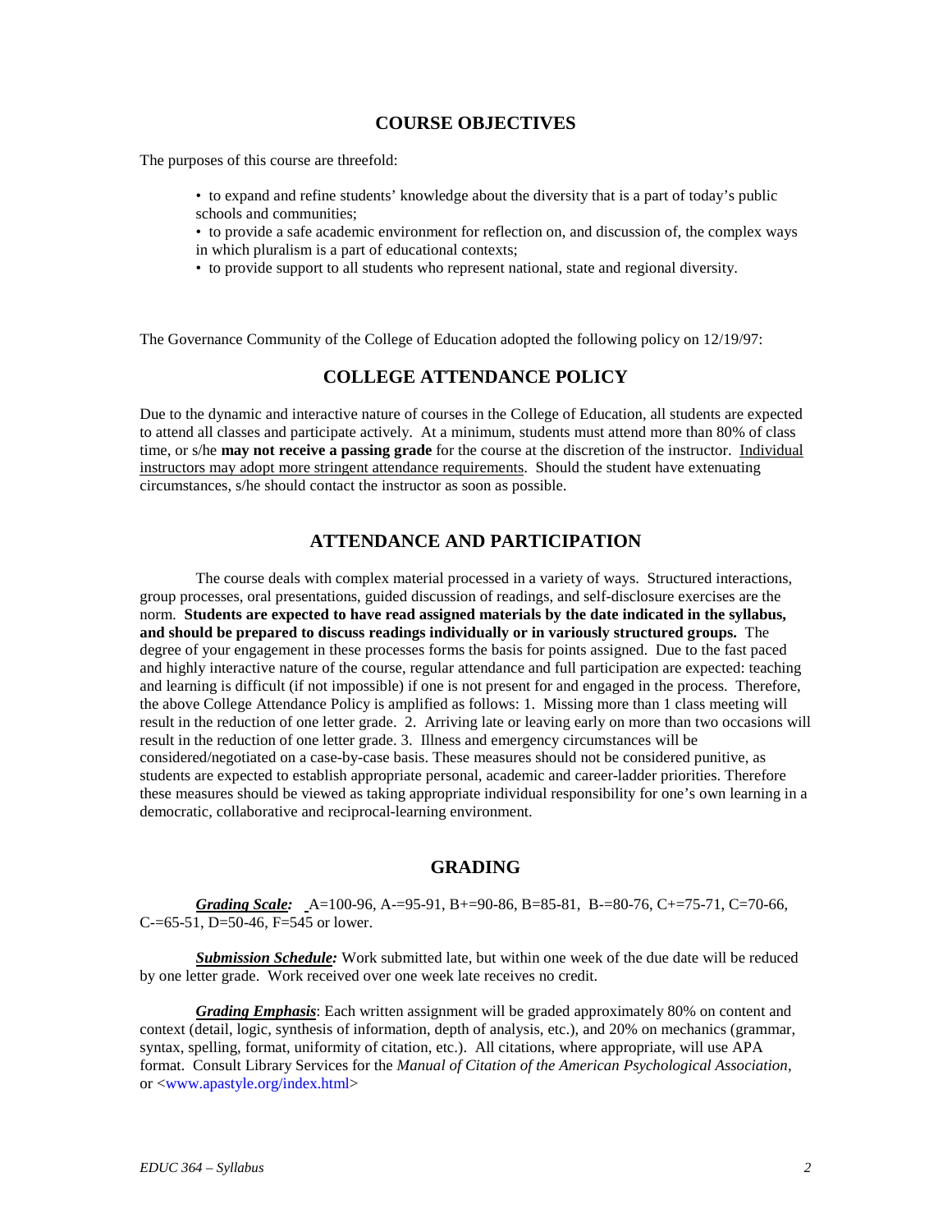## COURSE OBJECTIVES

The purposes of this course are threefold:

- to expand and refine students' knowledge about the diversity that is a part of today's public schools and communities;
- to provide a safe academic environment for reflection on, and discussion of, the complex ways in which pluralism is a part of educational contexts;
- to provide support to all students who represent national, state and regional diversity.

The Governance Community of the College of Education adopted the following policy on 12/19/97:

## COLLEGE ATTENDANCE POLICY

Due to the dynamic and interactive nature of courses in the College of Education, all students are expected to attend all classes and participate actively. At a minimum, students must attend more than 80% of class time, or s/he **may not receive a passing grade** for the course at the discretion of the instructor. Individual instructors may adopt more stringent attendance requirements. Should the student have extenuating circumstances, s/he should contact the instructor as soon as possible.

## ATTENDANCE AND PARTICIPATION

The course deals with complex material processed in a variety of ways. Structured interactions, group processes, oral presentations, guided discussion of readings, and self-disclosure exercises are the norm. **Students are expected to have read assigned materials by the date indicated in the syllabus, and should be prepared to discuss readings individually or in variously structured groups.** The degree of your engagement in these processes forms the basis for points assigned. Due to the fast paced and highly interactive nature of the course, regular attendance and full participation are expected: teaching and learning is difficult (if not impossible) if one is not present for and engaged in the process. Therefore, the above College Attendance Policy is amplified as follows: 1. Missing more than 1 class meeting will result in the reduction of one letter grade. 2. Arriving late or leaving early on more than two occasions will result in the reduction of one letter grade. 3. Illness and emergency circumstances will be considered/negotiated on a case-by-case basis. These measures should not be considered punitive, as students are expected to establish appropriate personal, academic and career-ladder priorities. Therefore these measures should be viewed as taking appropriate individual responsibility for one's own learning in a democratic, collaborative and reciprocal-learning environment.

## GRADING

***Grading Scale:*** A=100-96, A-=95-91, B+=90-86, B=85-81, B-=80-76, C+=75-71, C=70-66, C-=65-51, D=50-46, F=545 or lower.

***Submission Schedule:*** Work submitted late, but within one week of the due date will be reduced by one letter grade. Work received over one week late receives no credit.

***Grading Emphasis***: Each written assignment will be graded approximately 80% on content and context (detail, logic, synthesis of information, depth of analysis, etc.), and 20% on mechanics (grammar, syntax, spelling, format, uniformity of citation, etc.). All citations, where appropriate, will use APA format. Consult Library Services for the *Manual of Citation of the American Psychological Association*, or <www.apastyle.org/index.html>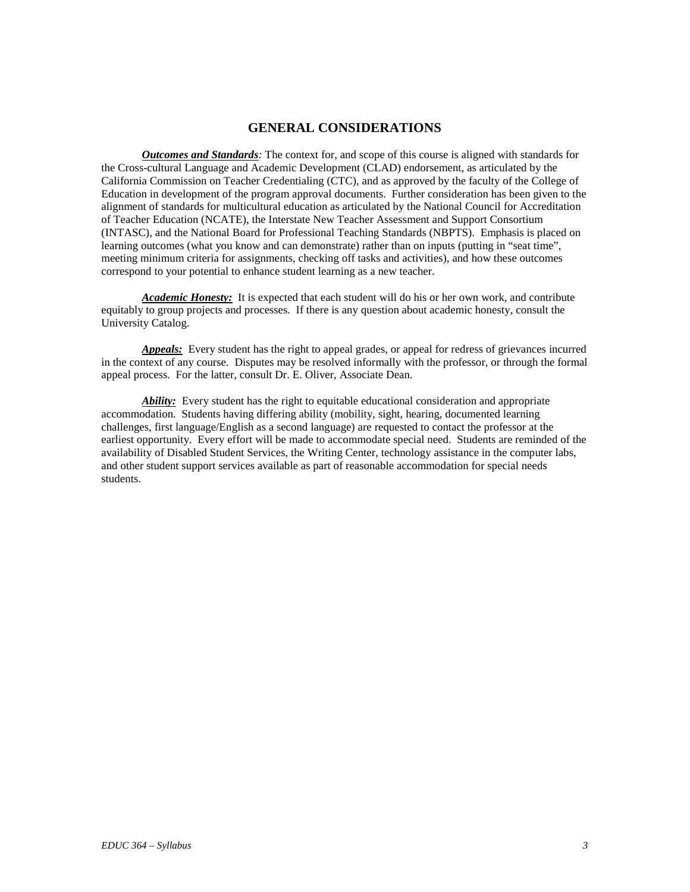## GENERAL CONSIDERATIONS

***Outcomes and Standards****:* The context for, and scope of this course is aligned with standards for the Cross-cultural Language and Academic Development (CLAD) endorsement, as articulated by the California Commission on Teacher Credentialing (CTC), and as approved by the faculty of the College of Education in development of the program approval documents. Further consideration has been given to the alignment of standards for multicultural education as articulated by the National Council for Accreditation of Teacher Education (NCATE), the Interstate New Teacher Assessment and Support Consortium (INTASC), and the National Board for Professional Teaching Standards (NBPTS). Emphasis is placed on learning outcomes (what you know and can demonstrate) rather than on inputs (putting in "seat time", meeting minimum criteria for assignments, checking off tasks and activities), and how these outcomes correspond to your potential to enhance student learning as a new teacher.

***Academic Honesty:*** It is expected that each student will do his or her own work, and contribute equitably to group projects and processes. If there is any question about academic honesty, consult the University Catalog.

***Appeals:*** Every student has the right to appeal grades, or appeal for redress of grievances incurred in the context of any course. Disputes may be resolved informally with the professor, or through the formal appeal process. For the latter, consult Dr. E. Oliver, Associate Dean.

***Ability:*** Every student has the right to equitable educational consideration and appropriate accommodation. Students having differing ability (mobility, sight, hearing, documented learning challenges, first language/English as a second language) are requested to contact the professor at the earliest opportunity. Every effort will be made to accommodate special need. Students are reminded of the availability of Disabled Student Services, the Writing Center, technology assistance in the computer labs, and other student support services available as part of reasonable accommodation for special needs students.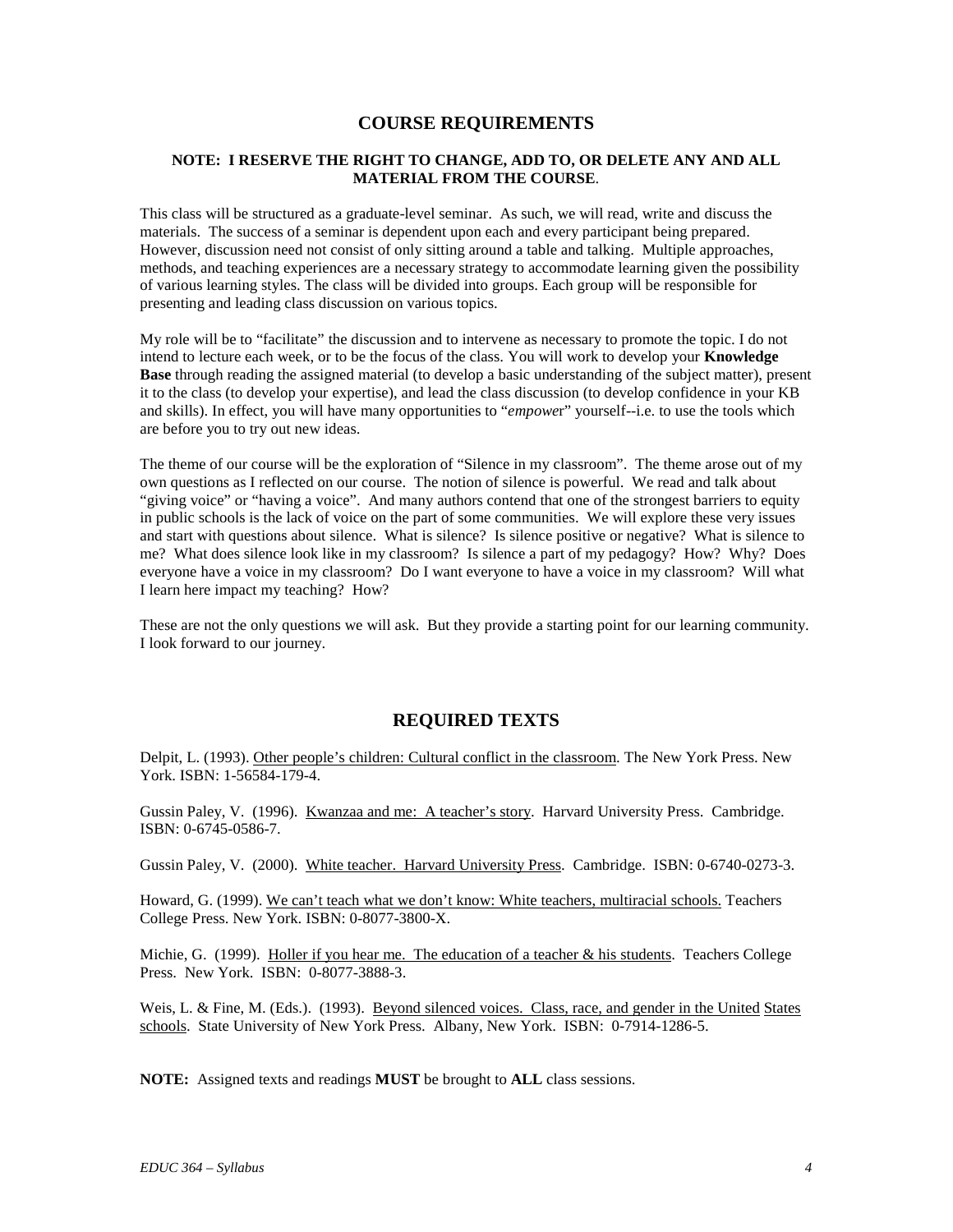## COURSE REQUIREMENTS

**NOTE: I RESERVE THE RIGHT TO CHANGE, ADD TO, OR DELETE ANY AND ALL MATERIAL FROM THE COURSE**.

This class will be structured as a graduate-level seminar. As such, we will read, write and discuss the materials. The success of a seminar is dependent upon each and every participant being prepared. However, discussion need not consist of only sitting around a table and talking. Multiple approaches, methods, and teaching experiences are a necessary strategy to accommodate learning given the possibility of various learning styles. The class will be divided into groups. Each group will be responsible for presenting and leading class discussion on various topics.

My role will be to "facilitate" the discussion and to intervene as necessary to promote the topic. I do not intend to lecture each week, or to be the focus of the class. You will work to develop your **Knowledge Base** through reading the assigned material (to develop a basic understanding of the subject matter), present it to the class (to develop your expertise), and lead the class discussion (to develop confidence in your KB and skills). In effect, you will have many opportunities to "*empowe*r" yourself--i.e. to use the tools which are before you to try out new ideas.

The theme of our course will be the exploration of "Silence in my classroom". The theme arose out of my own questions as I reflected on our course. The notion of silence is powerful. We read and talk about "giving voice" or "having a voice". And many authors contend that one of the strongest barriers to equity in public schools is the lack of voice on the part of some communities. We will explore these very issues and start with questions about silence. What is silence? Is silence positive or negative? What is silence to me? What does silence look like in my classroom? Is silence a part of my pedagogy? How? Why? Does everyone have a voice in my classroom? Do I want everyone to have a voice in my classroom? Will what I learn here impact my teaching? How?

These are not the only questions we will ask. But they provide a starting point for our learning community. I look forward to our journey.

## REQUIRED TEXTS

Delpit, L. (1993). Other people's children: Cultural conflict in the classroom. The New York Press. New York. ISBN: 1-56584-179-4.

Gussin Paley, V. (1996). Kwanzaa and me: A teacher's story. Harvard University Press. Cambridge. ISBN: 0-6745-0586-7.

Gussin Paley, V. (2000). White teacher. Harvard University Press. Cambridge. ISBN: 0-6740-0273-3.

Howard, G. (1999). We can't teach what we don't know: White teachers, multiracial schools. Teachers College Press. New York. ISBN: 0-8077-3800-X.

Michie, G. (1999). Holler if you hear me. The education of a teacher & his students. Teachers College Press. New York. ISBN: 0-8077-3888-3.

Weis, L. & Fine, M. (Eds.). (1993). Beyond silenced voices. Class, race, and gender in the United States schools. State University of New York Press. Albany, New York. ISBN: 0-7914-1286-5.

**NOTE:** Assigned texts and readings **MUST** be brought to **ALL** class sessions.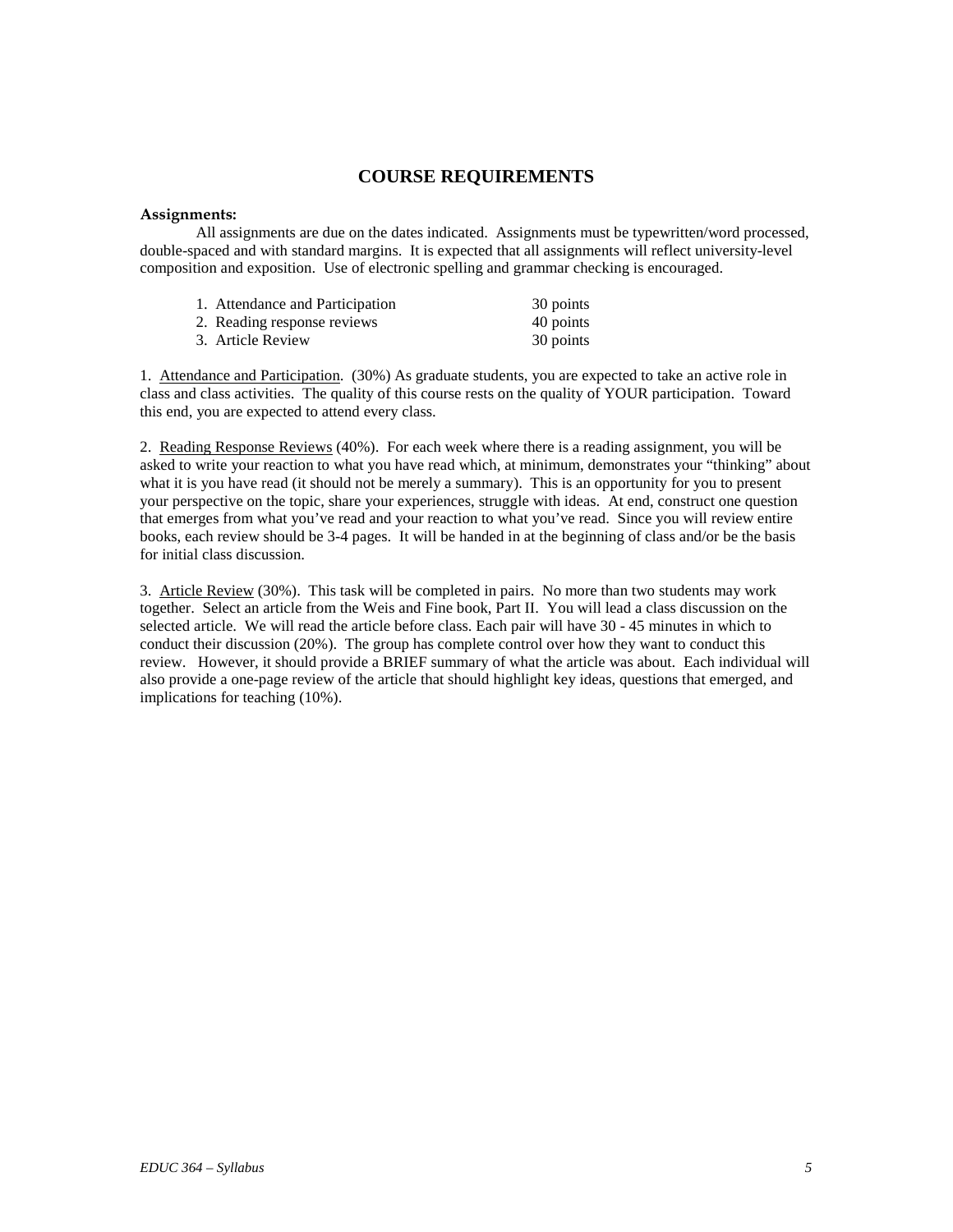## COURSE REQUIREMENTS

**Assignments:**

All assignments are due on the dates indicated. Assignments must be typewritten/word processed, double-spaced and with standard margins. It is expected that all assignments will reflect university-level composition and exposition. Use of electronic spelling and grammar checking is encouraged.

| | |
|---|---|
| 1. Attendance and Participation | 30 points |
| 2. Reading response reviews | 40 points |
| 3. Article Review | 30 points |

1. Attendance and Participation. (30%) As graduate students, you are expected to take an active role in class and class activities. The quality of this course rests on the quality of YOUR participation. Toward this end, you are expected to attend every class.

2. Reading Response Reviews (40%). For each week where there is a reading assignment, you will be asked to write your reaction to what you have read which, at minimum, demonstrates your "thinking" about what it is you have read (it should not be merely a summary). This is an opportunity for you to present your perspective on the topic, share your experiences, struggle with ideas. At end, construct one question that emerges from what you've read and your reaction to what you've read. Since you will review entire books, each review should be 3-4 pages. It will be handed in at the beginning of class and/or be the basis for initial class discussion.

3. Article Review (30%). This task will be completed in pairs. No more than two students may work together. Select an article from the Weis and Fine book, Part II. You will lead a class discussion on the selected article. We will read the article before class. Each pair will have 30 - 45 minutes in which to conduct their discussion (20%). The group has complete control over how they want to conduct this review. However, it should provide a BRIEF summary of what the article was about. Each individual will also provide a one-page review of the article that should highlight key ideas, questions that emerged, and implications for teaching (10%).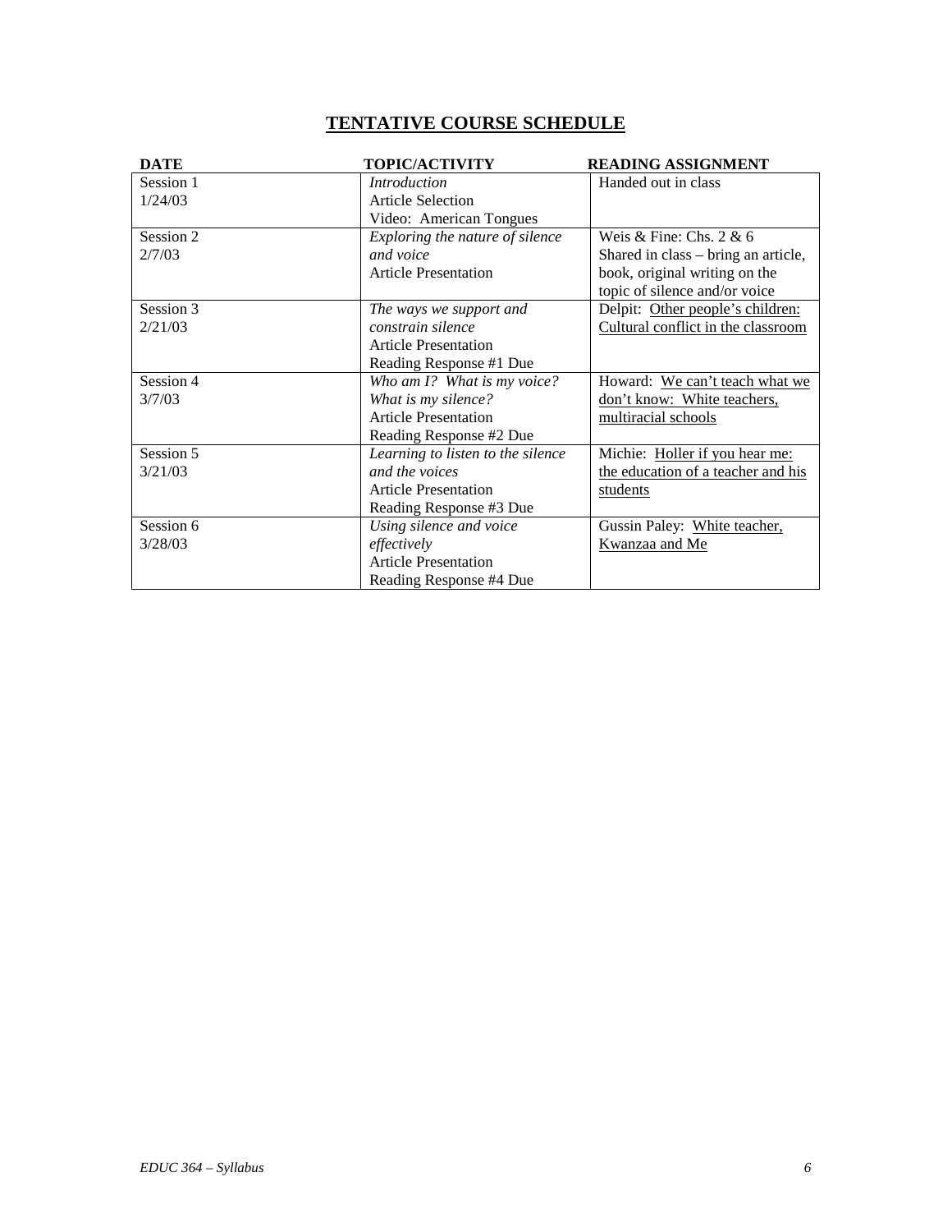# TENTATIVE COURSE SCHEDULE

| DATE | TOPIC/ACTIVITY | READING ASSIGNMENT |
|---|---|---|
| Session 1<br>1/24/03 | *Introduction*<br>Article Selection<br>Video: American Tongues | Handed out in class |
| Session 2<br>2/7/03 | *Exploring the nature of silence and voice*<br>Article Presentation | Weis & Fine: Chs. 2 & 6<br>Shared in class – bring an article, book, original writing on the topic of silence and/or voice |
| Session 3<br>2/21/03 | *The ways we support and constrain silence*<br>Article Presentation<br>Reading Response #1 Due | Delpit: <u>Other people's children: Cultural conflict in the classroom</u> |
| Session 4<br>3/7/03 | *Who am I? What is my voice? What is my silence?*<br>Article Presentation<br>Reading Response #2 Due | Howard: <u>We can't teach what we don't know: White teachers, multiracial schools</u> |
| Session 5<br>3/21/03 | *Learning to listen to the silence and the voices*<br>Article Presentation<br>Reading Response #3 Due | Michie: <u>Holler if you hear me: the education of a teacher and his students</u> |
| Session 6<br>3/28/03 | *Using silence and voice effectively*<br>Article Presentation<br>Reading Response #4 Due | Gussin Paley: <u>White teacher, Kwanzaa and Me</u> |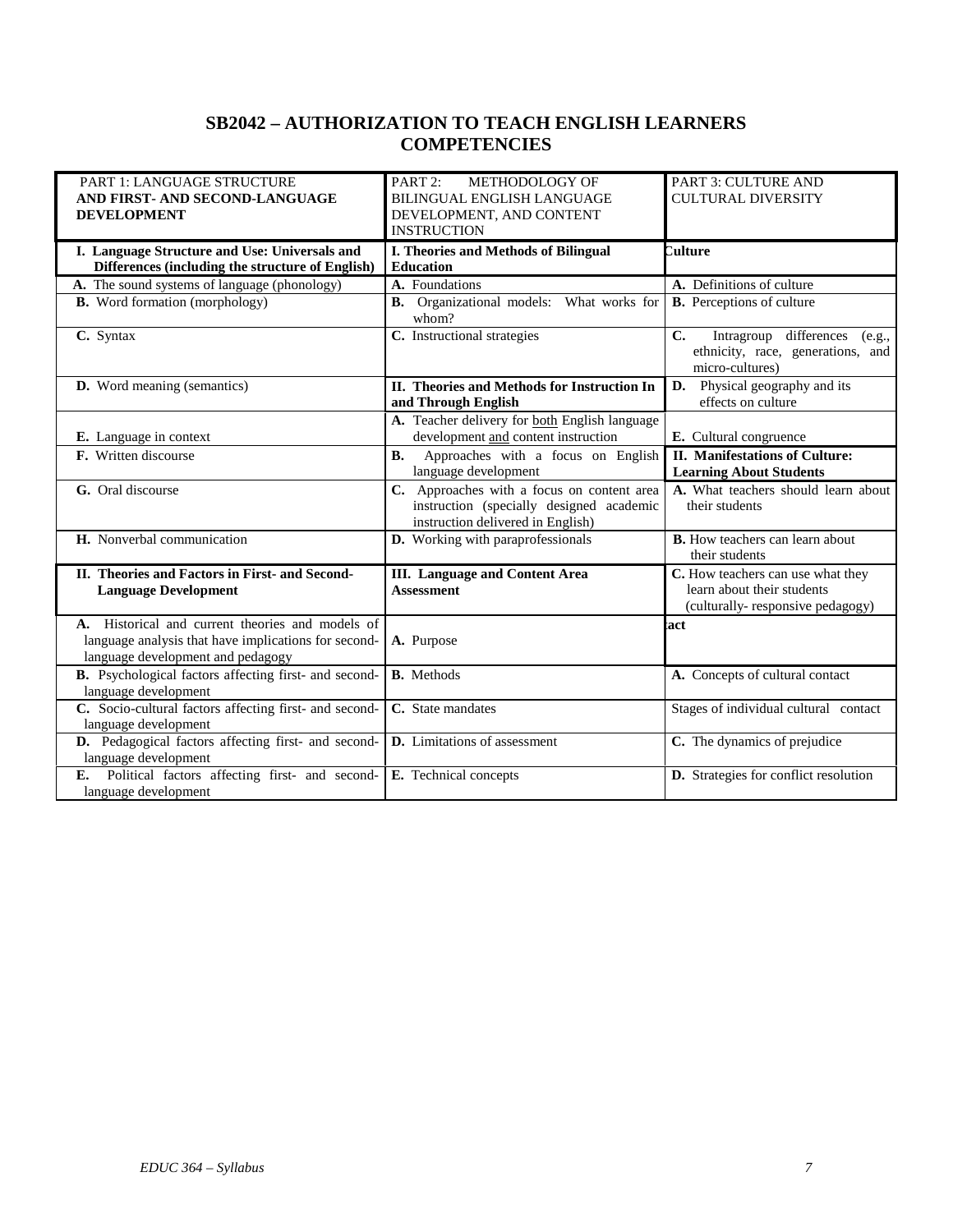## SB2042 – AUTHORIZATION TO TEACH ENGLISH LEARNERS COMPETENCIES

| PART 1: LANGUAGE STRUCTURE **AND FIRST- AND SECOND-LANGUAGE DEVELOPMENT** | PART 2: METHODOLOGY OF BILINGUAL ENGLISH LANGUAGE DEVELOPMENT, AND CONTENT INSTRUCTION | PART 3: CULTURE AND CULTURAL DIVERSITY |
|---|---|---|
| **I. Language Structure and Use: Universals and Differences (including the structure of English)** | **I. Theories and Methods of Bilingual Education** | **Culture** |
| **A.** The sound systems of language (phonology) | **A.** Foundations | **A.** Definitions of culture |
| **B.** Word formation (morphology) | **B.** Organizational models: What works for whom? | **B.** Perceptions of culture |
| **C.** Syntax | **C.** Instructional strategies | **C.** Intragroup differences (e.g., ethnicity, race, generations, and micro-cultures) |
| **D.** Word meaning (semantics) | **II. Theories and Methods for Instruction In and Through English** | **D.** Physical geography and its effects on culture |
| **E.** Language in context | **A.** Teacher delivery for both English language development and content instruction | **E.** Cultural congruence |
| **F.** Written discourse | **B.** Approaches with a focus on English language development | **II. Manifestations of Culture: Learning About Students** |
| **G.** Oral discourse | **C.** Approaches with a focus on content area instruction (specially designed academic instruction delivered in English) | **A.** What teachers should learn about their students |
| **H.** Nonverbal communication | **D.** Working with paraprofessionals | **B.** How teachers can learn about their students |
| **II. Theories and Factors in First- and Second-Language Development** | **III. Language and Content Area Assessment** | **C.** How teachers can use what they learn about their students (culturally- responsive pedagogy) |
| **A.** Historical and current theories and models of language analysis that have implications for second-language development and pedagogy | **A.** Purpose | **act** |
| **B.** Psychological factors affecting first- and second-language development | **B.** Methods | **A.** Concepts of cultural contact |
| **C.** Socio-cultural factors affecting first- and second-language development | **C.** State mandates | Stages of individual cultural contact |
| **D.** Pedagogical factors affecting first- and second-language development | **D.** Limitations of assessment | **C.** The dynamics of prejudice |
| **E.** Political factors affecting first- and second-language development | **E.** Technical concepts | **D.** Strategies for conflict resolution |